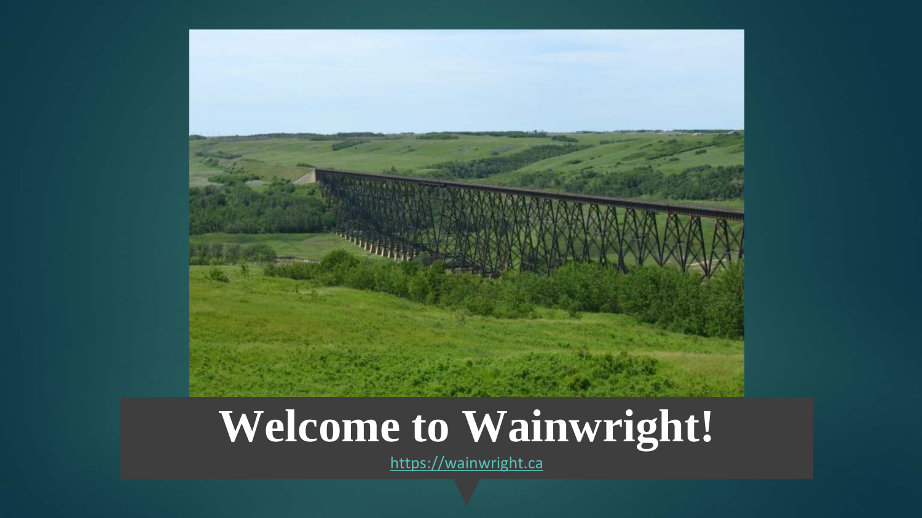# Welcome to Wainwright!

https://wainwright.ca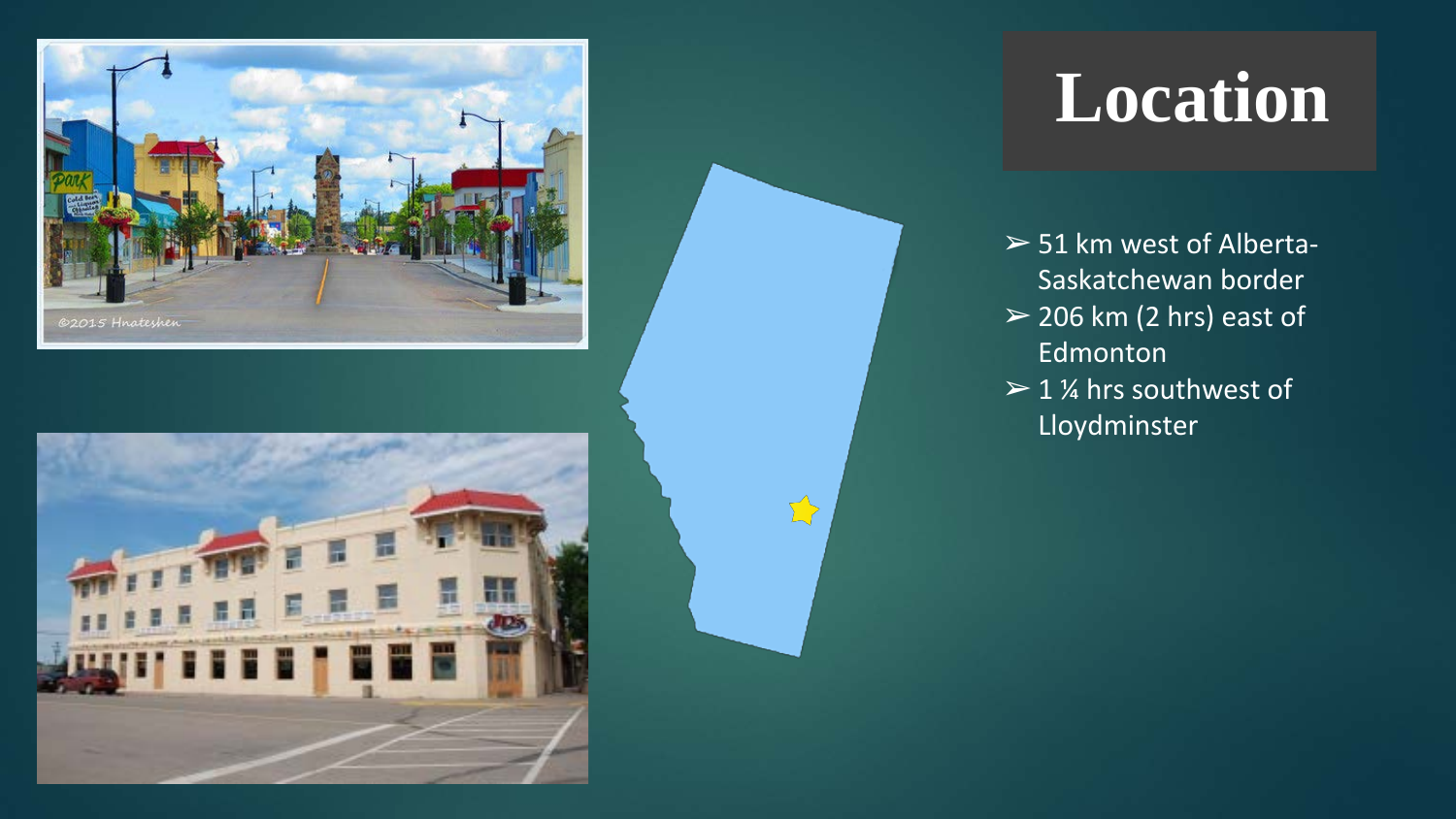# Location

- 51 km west of Alberta-Saskatchewan border
- 206 km (2 hrs) east of Edmonton
- 1 ¼ hrs southwest of Lloydminster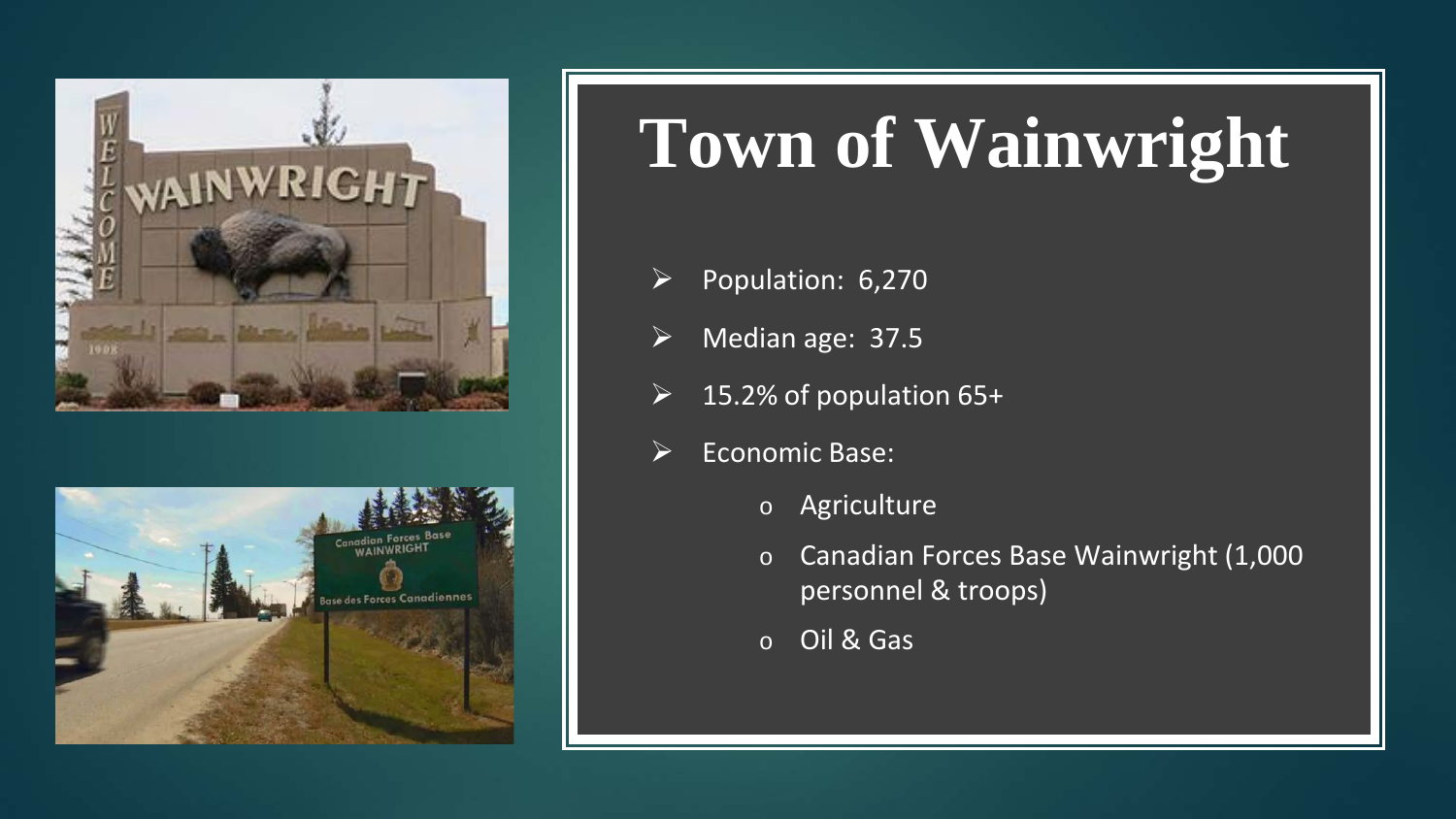# Town of Wainwright

- Population: 6,270
- Median age: 37.5
- 15.2% of population 65+
- Economic Base:
  - Agriculture
  - Canadian Forces Base Wainwright (1,000 personnel & troops)
  - Oil & Gas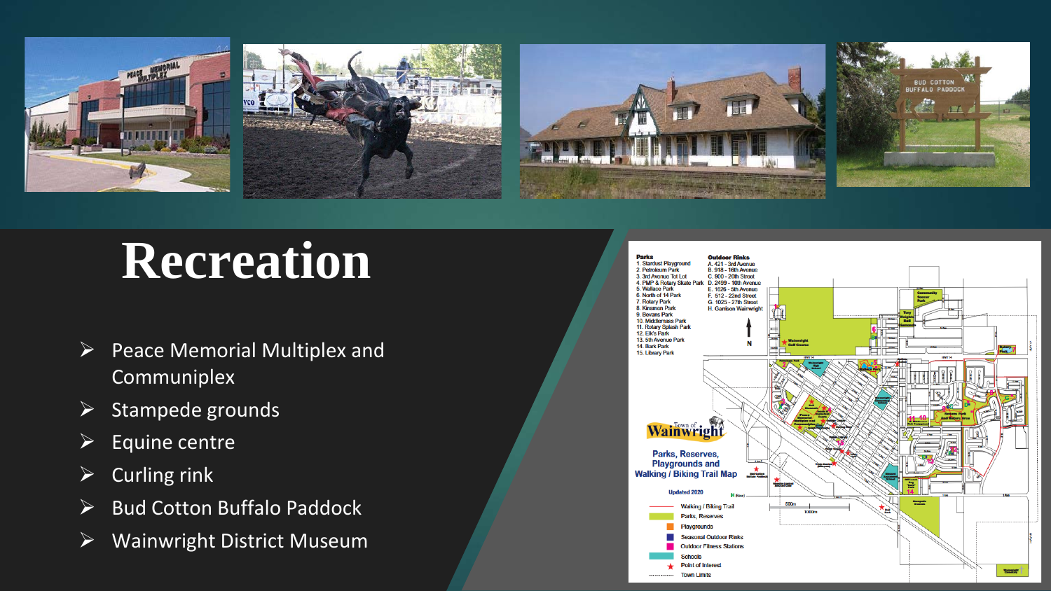# Recreation

- Peace Memorial Multiplex and Communiplex
- Stampede grounds
- Equine centre
- Curling rink
- Bud Cotton Buffalo Paddock
- Wainwright District Museum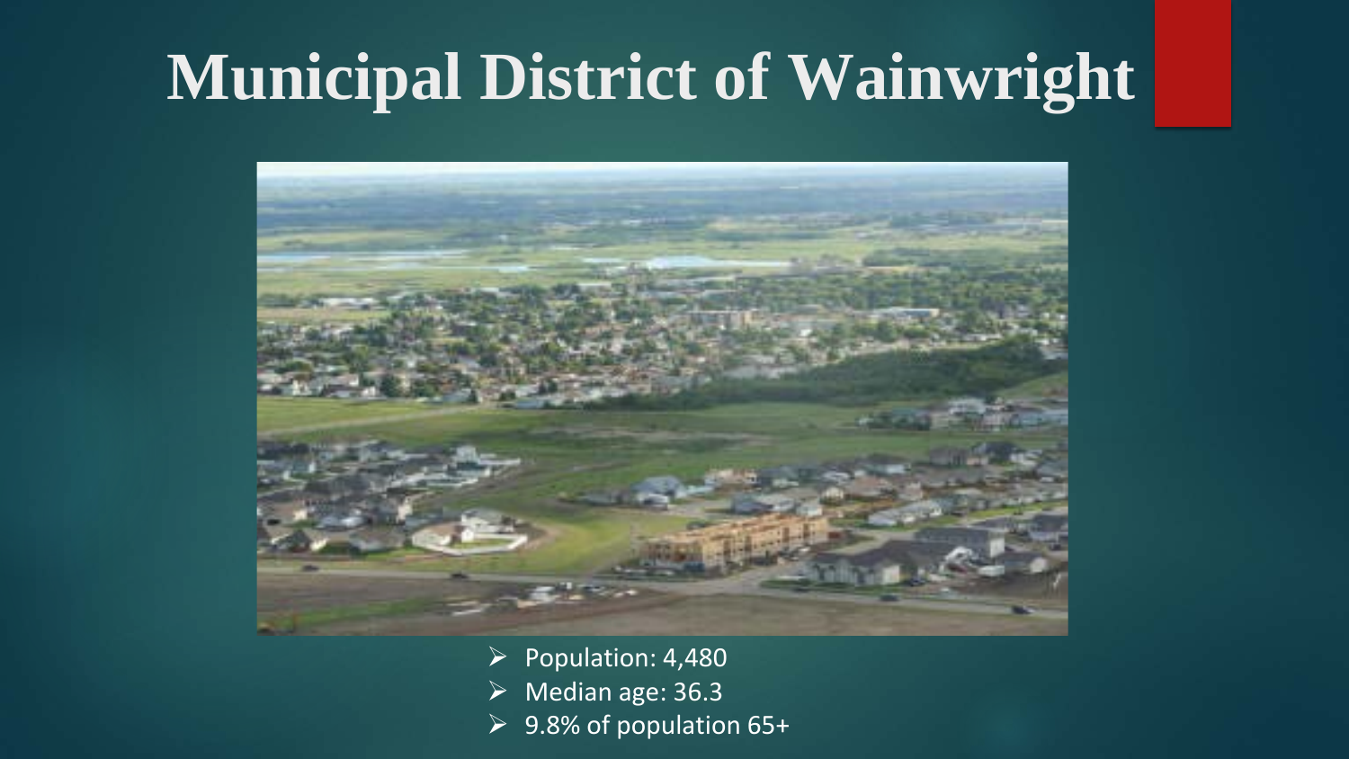# Municipal District of Wainwright

- Population: 4,480
- Median age: 36.3
- 9.8% of population 65+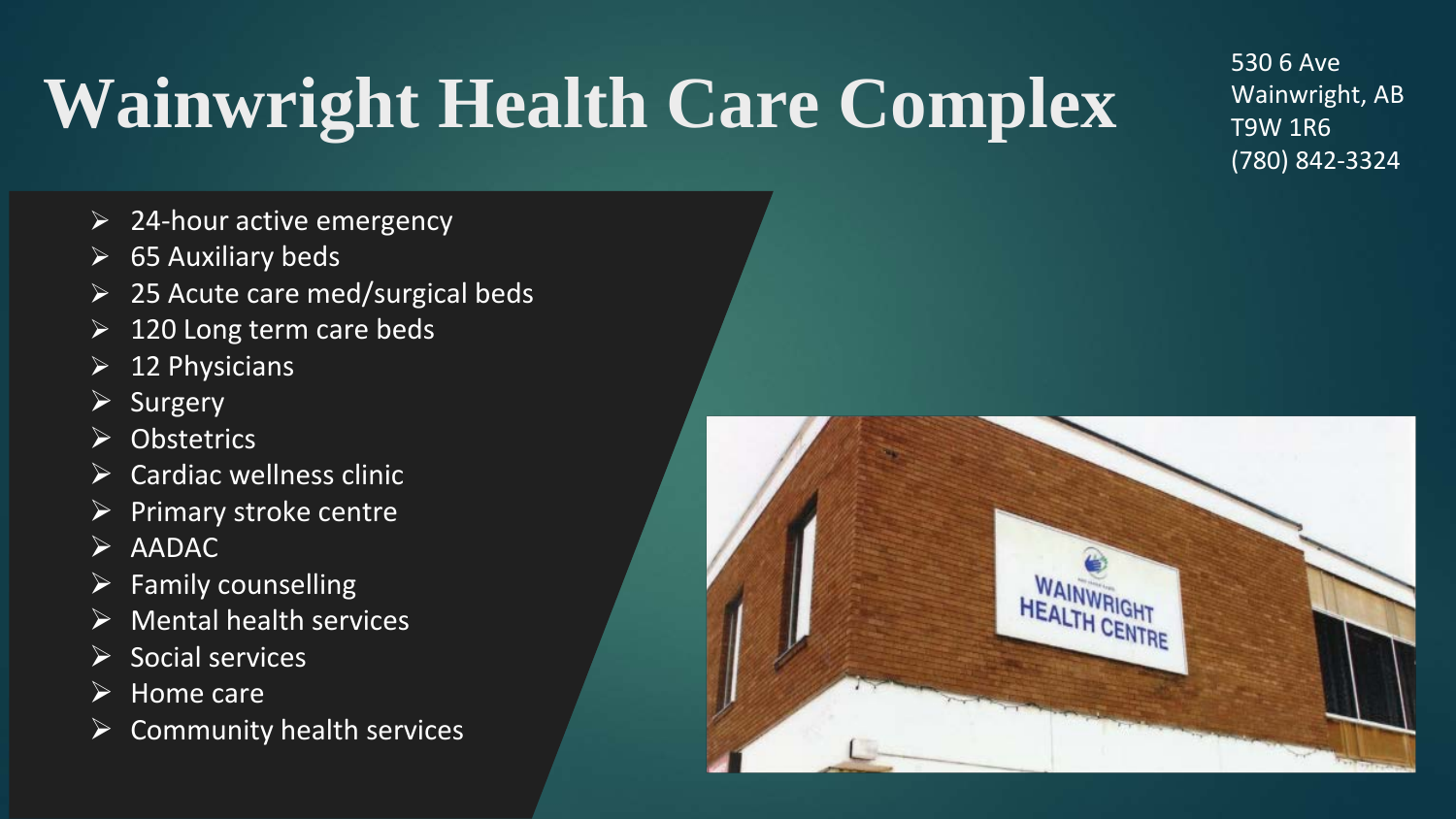# Wainwright Health Care Complex

530 6 Ave
Wainwright, AB
T9W 1R6
(780) 842-3324

- 24-hour active emergency
- 65 Auxiliary beds
- 25 Acute care med/surgical beds
- 120 Long term care beds
- 12 Physicians
- Surgery
- Obstetrics
- Cardiac wellness clinic
- Primary stroke centre
- AADAC
- Family counselling
- Mental health services
- Social services
- Home care
- Community health services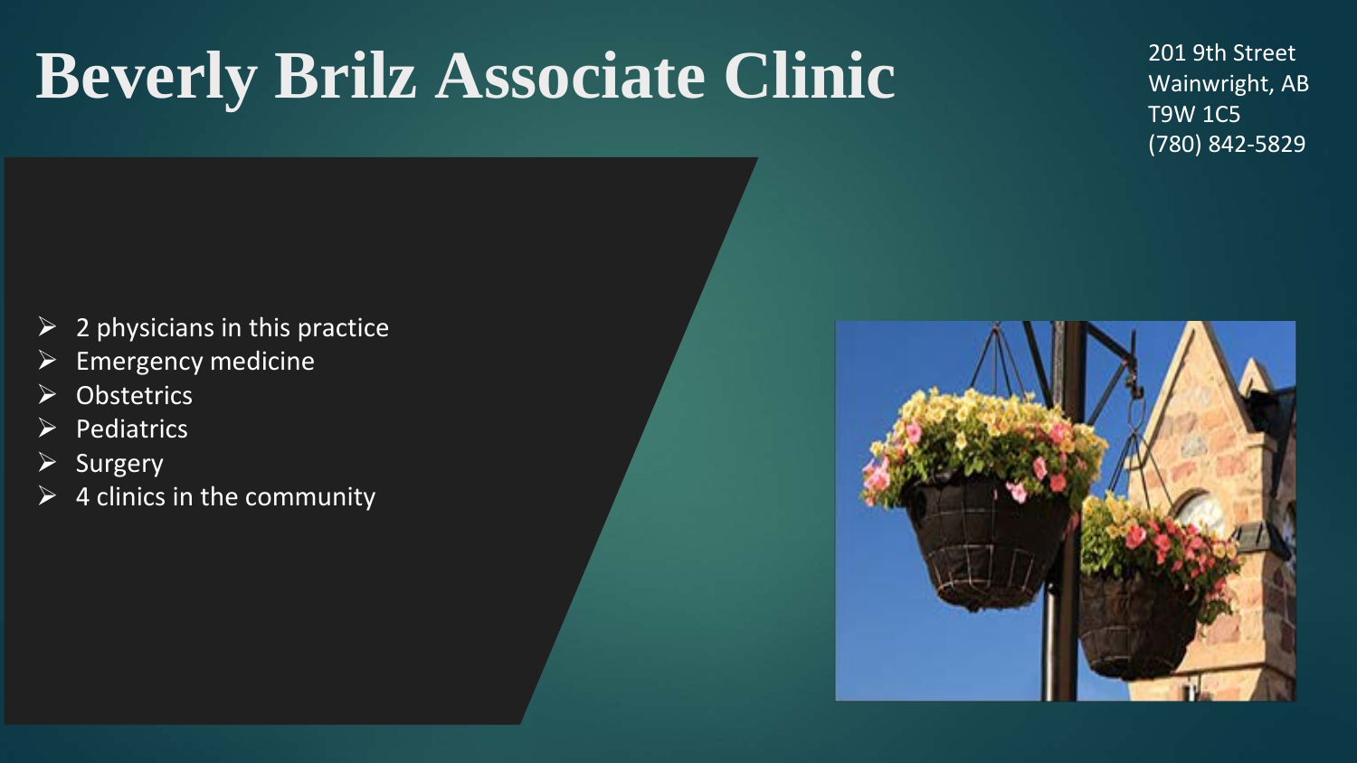# Beverly Brilz Associate Clinic

201 9th Street
Wainwright, AB
T9W 1C5
(780) 842-5829

- 2 physicians in this practice
- Emergency medicine
- Obstetrics
- Pediatrics
- Surgery
- 4 clinics in the community